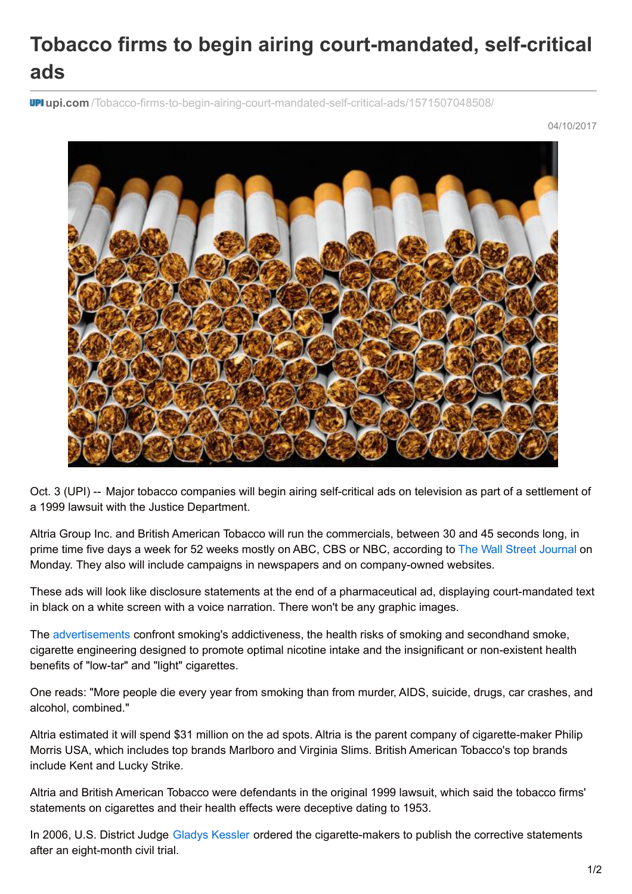# Tobacco firms to begin airing court-mandated, self-critical ads

upi.com/Tobacco-firms-to-begin-airing-court-mandated-self-critical-ads/1571507048508/

04/10/2017

Oct. 3 (UPI) -- Major tobacco companies will begin airing self-critical ads on television as part of a settlement of a 1999 lawsuit with the Justice Department.

Altria Group Inc. and British American Tobacco will run the commercials, between 30 and 45 seconds long, in prime time five days a week for 52 weeks mostly on ABC, CBS or NBC, according to The Wall Street Journal on Monday. They also will include campaigns in newspapers and on company-owned websites.

These ads will look like disclosure statements at the end of a pharmaceutical ad, displaying court-mandated text in black on a white screen with a voice narration. There won't be any graphic images.

The advertisements confront smoking's addictiveness, the health risks of smoking and secondhand smoke, cigarette engineering designed to promote optimal nicotine intake and the insignificant or non-existent health benefits of "low-tar" and "light" cigarettes.

One reads: "More people die every year from smoking than from murder, AIDS, suicide, drugs, car crashes, and alcohol, combined."

Altria estimated it will spend $31 million on the ad spots. Altria is the parent company of cigarette-maker Philip Morris USA, which includes top brands Marlboro and Virginia Slims. British American Tobacco's top brands include Kent and Lucky Strike.

Altria and British American Tobacco were defendants in the original 1999 lawsuit, which said the tobacco firms' statements on cigarettes and their health effects were deceptive dating to 1953.

In 2006, U.S. District Judge Gladys Kessler ordered the cigarette-makers to publish the corrective statements after an eight-month civil trial.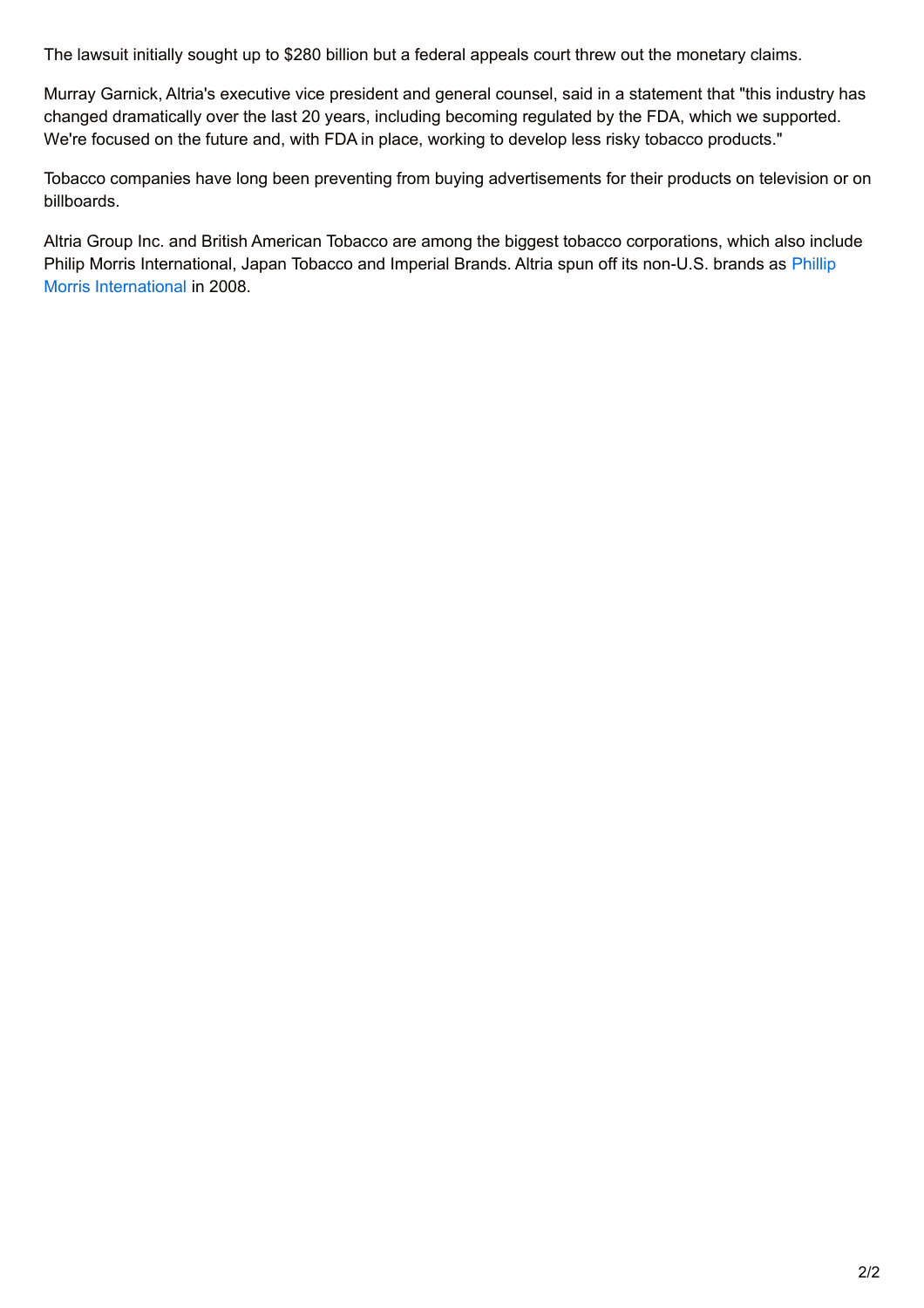The lawsuit initially sought up to $280 billion but a federal appeals court threw out the monetary claims.

Murray Garnick, Altria's executive vice president and general counsel, said in a statement that "this industry has changed dramatically over the last 20 years, including becoming regulated by the FDA, which we supported. We're focused on the future and, with FDA in place, working to develop less risky tobacco products."

Tobacco companies have long been preventing from buying advertisements for their products on television or on billboards.

Altria Group Inc. and British American Tobacco are among the biggest tobacco corporations, which also include Philip Morris International, Japan Tobacco and Imperial Brands. Altria spun off its non-U.S. brands as Phillip Morris International in 2008.